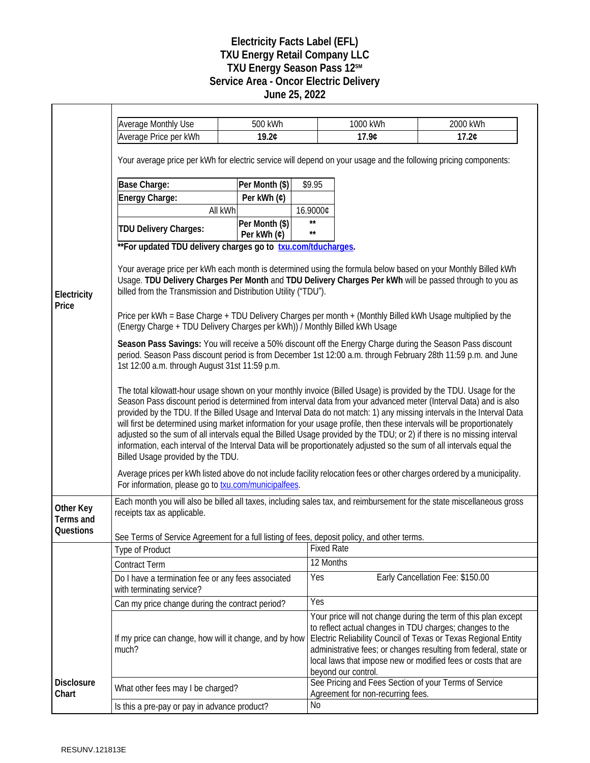# Electricity Facts Label (EFL)
## TXU Energy Retail Company LLC
## TXU Energy Season Pass 12℠
## Service Area - Oncor Electric Delivery
## June 25, 2022

### Electricity Price

| Average Monthly Use | 500 kWh | 1000 kWh | 2000 kWh |
|---|---|---|---|
| Average Price per kWh | **19.2¢** | **17.9¢** | **17.2¢** |

Your average price per kWh for electric service will depend on your usage and the following pricing components:

| | | |
|---|---|---|
| **Base Charge:** | **Per Month ($)** | $9.95 |
| **Energy Charge:** | **Per kWh (¢)** | |
| All kWh | | 16.9000¢ |
| **TDU Delivery Charges:** | **Per Month ($)** | ** |
| | **Per kWh (¢)** | ** |

****For updated TDU delivery charges go to txu.com/tducharges.**

Your average price per kWh each month is determined using the formula below based on your Monthly Billed kWh Usage. **TDU Delivery Charges Per Month** and **TDU Delivery Charges Per kWh** will be passed through to you as billed from the Transmission and Distribution Utility ("TDU").

Price per kWh = Base Charge + TDU Delivery Charges per month + (Monthly Billed kWh Usage multiplied by the (Energy Charge + TDU Delivery Charges per kWh)) / Monthly Billed kWh Usage

**Season Pass Savings:** You will receive a 50% discount off the Energy Charge during the Season Pass discount period. Season Pass discount period is from December 1st 12:00 a.m. through February 28th 11:59 p.m. and June 1st 12:00 a.m. through August 31st 11:59 p.m.

The total kilowatt-hour usage shown on your monthly invoice (Billed Usage) is provided by the TDU. Usage for the Season Pass discount period is determined from interval data from your advanced meter (Interval Data) and is also provided by the TDU. If the Billed Usage and Interval Data do not match: 1) any missing intervals in the Interval Data will first be determined using market information for your usage profile, then these intervals will be proportionately adjusted so the sum of all intervals equal the Billed Usage provided by the TDU; or 2) if there is no missing interval information, each interval of the Interval Data will be proportionately adjusted so the sum of all intervals equal the Billed Usage provided by the TDU.

Average prices per kWh listed above do not include facility relocation fees or other charges ordered by a municipality. For information, please go to txu.com/municipalfees.

### Other Key Terms and Questions

Each month you will also be billed all taxes, including sales tax, and reimbursement for the state miscellaneous gross receipts tax as applicable.

See Terms of Service Agreement for a full listing of fees, deposit policy, and other terms.

### Disclosure Chart

| | |
|---|---|
| Type of Product | Fixed Rate |
| Contract Term | 12 Months |
| Do I have a termination fee or any fees associated with terminating service? | Yes — Early Cancellation Fee: $150.00 |
| Can my price change during the contract period? | Yes |
| If my price can change, how will it change, and by how much? | Your price will not change during the term of this plan except to reflect actual changes in TDU charges; changes to the Electric Reliability Council of Texas or Texas Regional Entity administrative fees; or changes resulting from federal, state or local laws that impose new or modified fees or costs that are beyond our control. |
| What other fees may I be charged? | See Pricing and Fees Section of your Terms of Service Agreement for non-recurring fees. |
| Is this a pre-pay or pay in advance product? | No |

RESUNV.121813E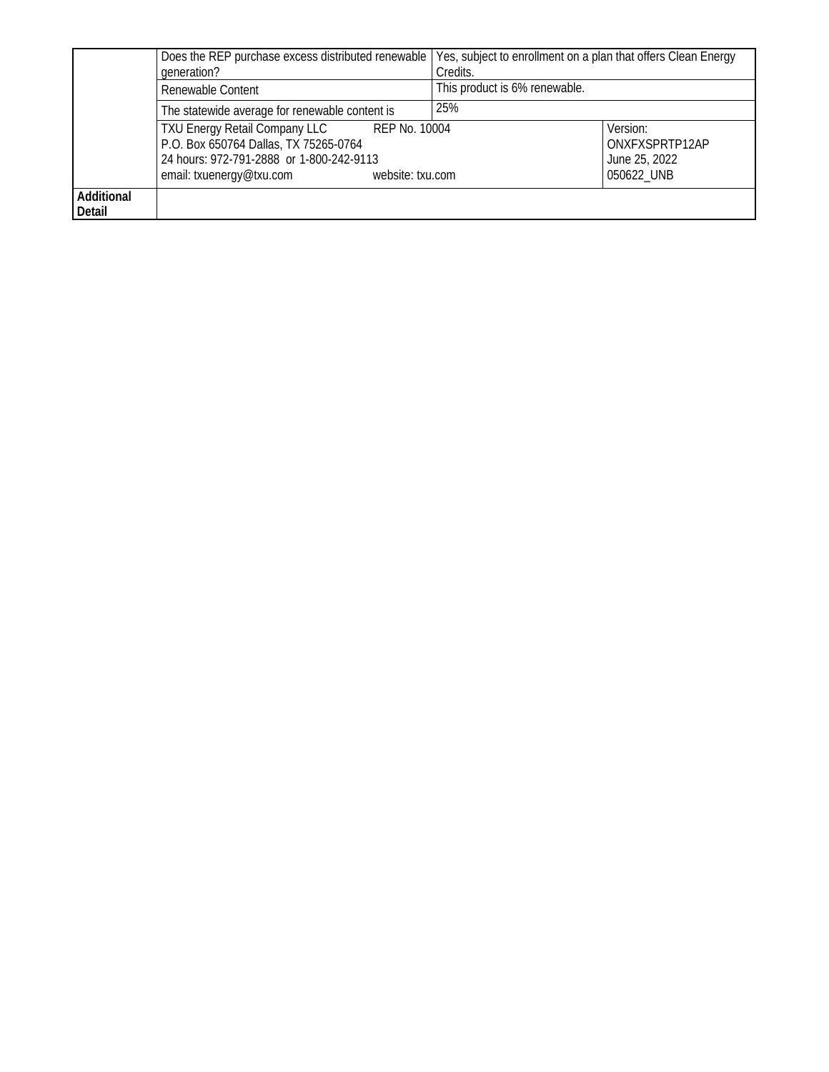| | | | |
|---|---|---|---|
| | Does the REP purchase excess distributed renewable generation? | Yes, subject to enrollment on a plan that offers Clean Energy Credits. | |
| | Renewable Content | This product is 6% renewable. | |
| | The statewide average for renewable content is | 25% | |
| | TXU Energy Retail Company LLC REP No. 10004<br>P.O. Box 650764 Dallas, TX 75265-0764<br>24 hours: 972-791-2888 or 1-800-242-9113<br>email: txuenergy@txu.com website: txu.com | | Version:<br>ONXFXSPRTP12AP<br>June 25, 2022<br>050622_UNB |
| **Additional Detail** | | | |